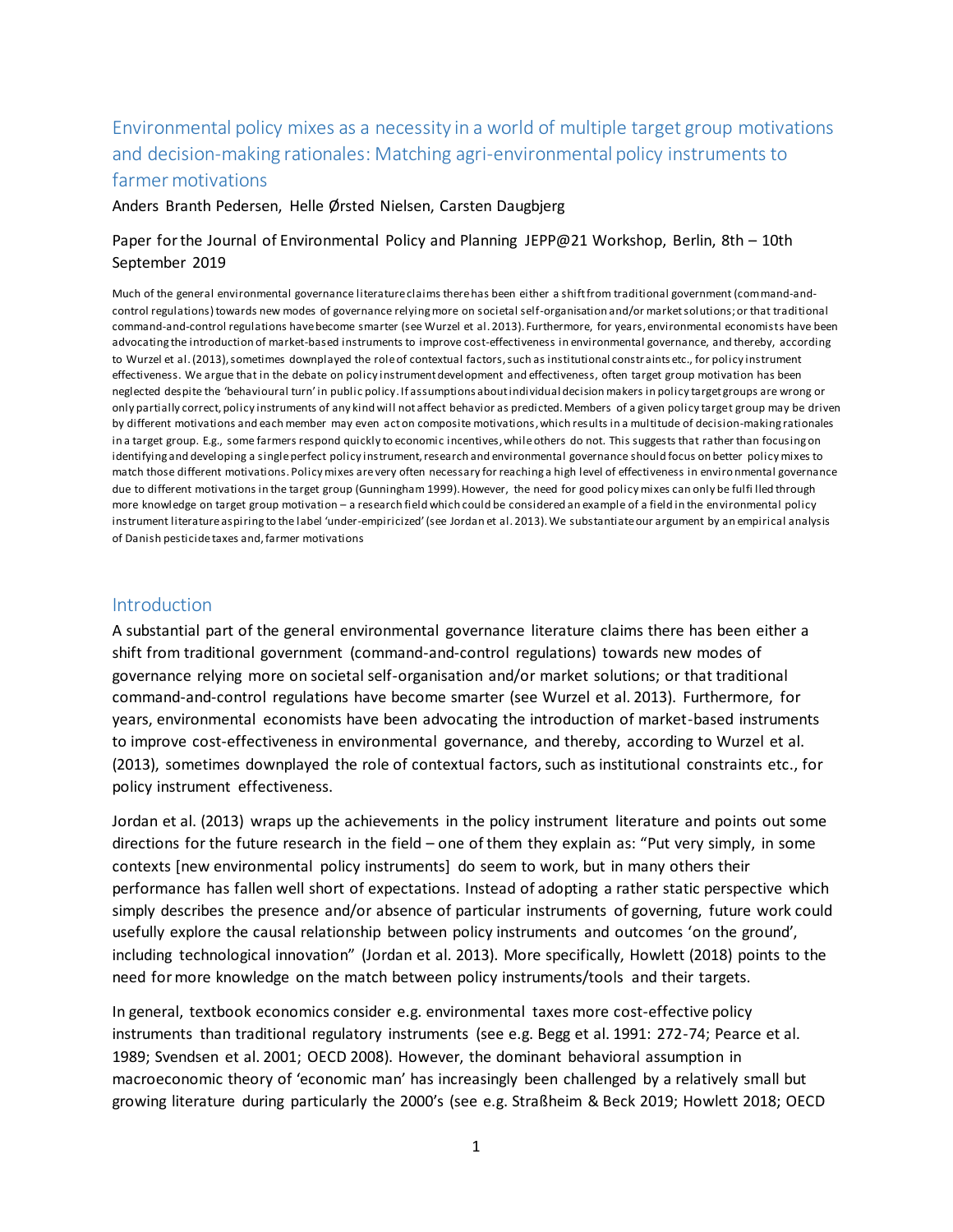# Environmental policy mixes as a necessity in a world of multiple target group motivations and decision-making rationales: Matching agri-environmental policy instruments to farmer motivations

Anders Branth Pedersen, Helle Ørsted Nielsen, Carsten Daugbjerg

Paper for the Journal of Environmental Policy and Planning JEPP@21 Workshop, Berlin, 8th – 10th September 2019

Much of the general environmental governance literature claims there has been either a shift from traditional government (command-and-control regulations) towards new modes of governance relying more on societal self-organisation and/or market solutions; or that traditional command-and-control regulations have become smarter (see Wurzel et al. 2013). Furthermore, for years, environmental economists have been advocating the introduction of market-based instruments to improve cost-effectiveness in environmental governance, and thereby, according to Wurzel et al. (2013), sometimes downplayed the role of contextual factors, such as institutional constraints etc., for policy instrument effectiveness. We argue that in the debate on policy instrument development and effectiveness, often target group motivation has been neglected despite the 'behavioural turn' in public policy. If assumptions about individual decision makers in policy target groups are wrong or only partially correct, policy instruments of any kind will not affect behavior as predicted. Members of a given policy target group may be driven by different motivations and each member may even act on composite motivations, which results in a multitude of decision-making rationales in a target group. E.g., some farmers respond quickly to economic incentives, while others do not. This suggests that rather than focusing on identifying and developing a single perfect policy instrument, research and environmental governance should focus on better policy mixes to match those different motivations. Policy mixes are very often necessary for reaching a high level of effectiveness in environmental governance due to different motivations in the target group (Gunningham 1999). However, the need for good policy mixes can only be fulfilled through more knowledge on target group motivation – a research field which could be considered an example of a field in the environmental policy instrument literature aspiring to the label 'under-empiricized' (see Jordan et al. 2013). We substantiate our argument by an empirical analysis of Danish pesticide taxes and, farmer motivations

## Introduction

A substantial part of the general environmental governance literature claims there has been either a shift from traditional government (command-and-control regulations) towards new modes of governance relying more on societal self-organisation and/or market solutions; or that traditional command-and-control regulations have become smarter (see Wurzel et al. 2013). Furthermore, for years, environmental economists have been advocating the introduction of market-based instruments to improve cost-effectiveness in environmental governance, and thereby, according to Wurzel et al. (2013), sometimes downplayed the role of contextual factors, such as institutional constraints etc., for policy instrument effectiveness.

Jordan et al. (2013) wraps up the achievements in the policy instrument literature and points out some directions for the future research in the field – one of them they explain as: "Put very simply, in some contexts [new environmental policy instruments] do seem to work, but in many others their performance has fallen well short of expectations. Instead of adopting a rather static perspective which simply describes the presence and/or absence of particular instruments of governing, future work could usefully explore the causal relationship between policy instruments and outcomes 'on the ground', including technological innovation" (Jordan et al. 2013). More specifically, Howlett (2018) points to the need for more knowledge on the match between policy instruments/tools and their targets.

In general, textbook economics consider e.g. environmental taxes more cost-effective policy instruments than traditional regulatory instruments (see e.g. Begg et al. 1991: 272-74; Pearce et al. 1989; Svendsen et al. 2001; OECD 2008). However, the dominant behavioral assumption in macroeconomic theory of 'economic man' has increasingly been challenged by a relatively small but growing literature during particularly the 2000's (see e.g. Straßheim & Beck 2019; Howlett 2018; OECD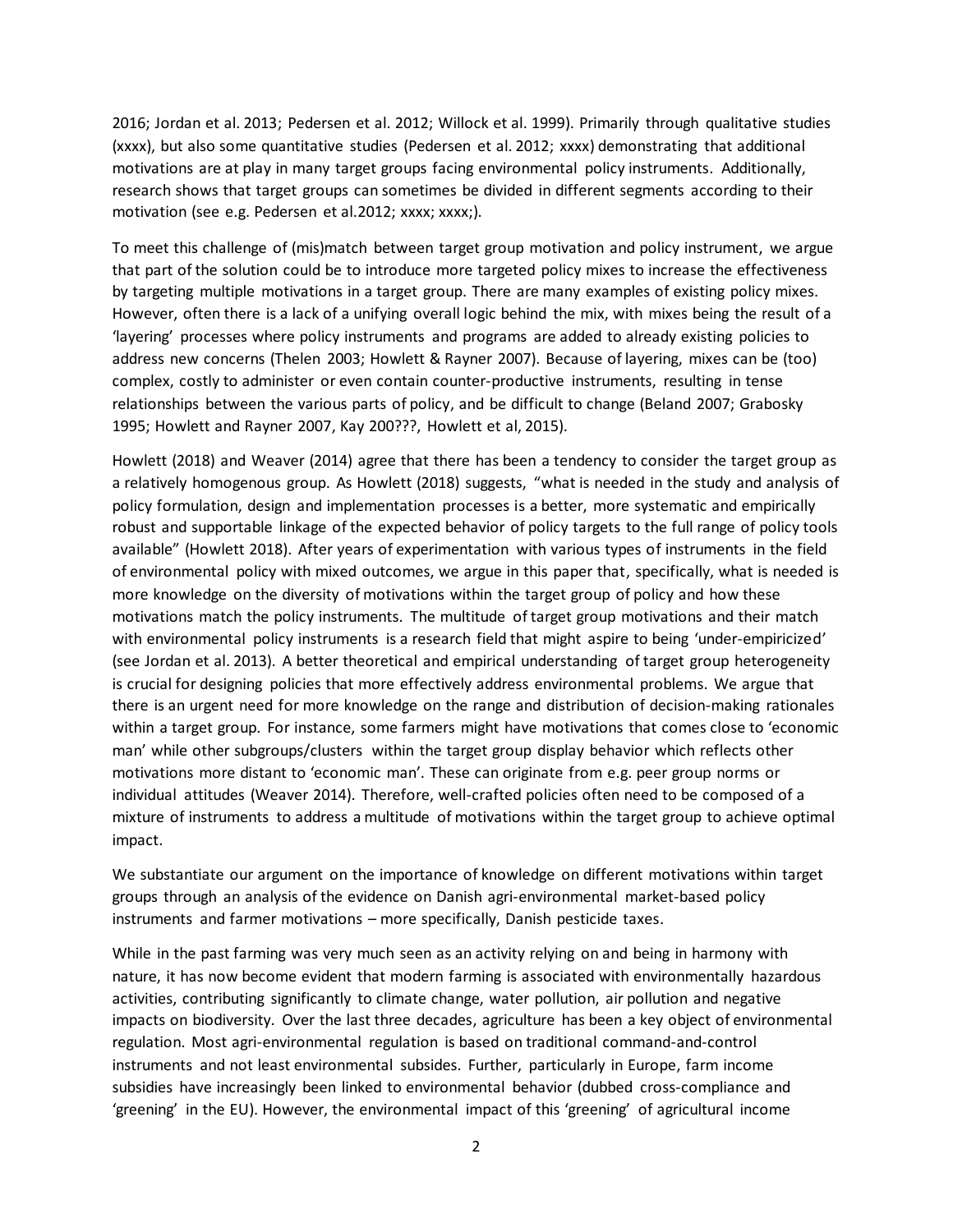2016; Jordan et al. 2013; Pedersen et al. 2012; Willock et al. 1999). Primarily through qualitative studies (xxxx), but also some quantitative studies (Pedersen et al. 2012; xxxx) demonstrating that additional motivations are at play in many target groups facing environmental policy instruments. Additionally, research shows that target groups can sometimes be divided in different segments according to their motivation (see e.g. Pedersen et al.2012; xxxx; xxxx;).

To meet this challenge of (mis)match between target group motivation and policy instrument, we argue that part of the solution could be to introduce more targeted policy mixes to increase the effectiveness by targeting multiple motivations in a target group. There are many examples of existing policy mixes. However, often there is a lack of a unifying overall logic behind the mix, with mixes being the result of a 'layering' processes where policy instruments and programs are added to already existing policies to address new concerns (Thelen 2003; Howlett & Rayner 2007). Because of layering, mixes can be (too) complex, costly to administer or even contain counter-productive instruments, resulting in tense relationships between the various parts of policy, and be difficult to change (Beland 2007; Grabosky 1995; Howlett and Rayner 2007, Kay 200???, Howlett et al, 2015).

Howlett (2018) and Weaver (2014) agree that there has been a tendency to consider the target group as a relatively homogenous group. As Howlett (2018) suggests, "what is needed in the study and analysis of policy formulation, design and implementation processes is a better, more systematic and empirically robust and supportable linkage of the expected behavior of policy targets to the full range of policy tools available" (Howlett 2018). After years of experimentation with various types of instruments in the field of environmental policy with mixed outcomes, we argue in this paper that, specifically, what is needed is more knowledge on the diversity of motivations within the target group of policy and how these motivations match the policy instruments. The multitude of target group motivations and their match with environmental policy instruments is a research field that might aspire to being 'under-empiricized' (see Jordan et al. 2013). A better theoretical and empirical understanding of target group heterogeneity is crucial for designing policies that more effectively address environmental problems. We argue that there is an urgent need for more knowledge on the range and distribution of decision-making rationales within a target group. For instance, some farmers might have motivations that comes close to 'economic man' while other subgroups/clusters within the target group display behavior which reflects other motivations more distant to 'economic man'. These can originate from e.g. peer group norms or individual attitudes (Weaver 2014). Therefore, well-crafted policies often need to be composed of a mixture of instruments to address a multitude of motivations within the target group to achieve optimal impact.

We substantiate our argument on the importance of knowledge on different motivations within target groups through an analysis of the evidence on Danish agri-environmental market-based policy instruments and farmer motivations – more specifically, Danish pesticide taxes.

While in the past farming was very much seen as an activity relying on and being in harmony with nature, it has now become evident that modern farming is associated with environmentally hazardous activities, contributing significantly to climate change, water pollution, air pollution and negative impacts on biodiversity. Over the last three decades, agriculture has been a key object of environmental regulation. Most agri-environmental regulation is based on traditional command-and-control instruments and not least environmental subsides. Further, particularly in Europe, farm income subsidies have increasingly been linked to environmental behavior (dubbed cross-compliance and 'greening' in the EU). However, the environmental impact of this 'greening' of agricultural income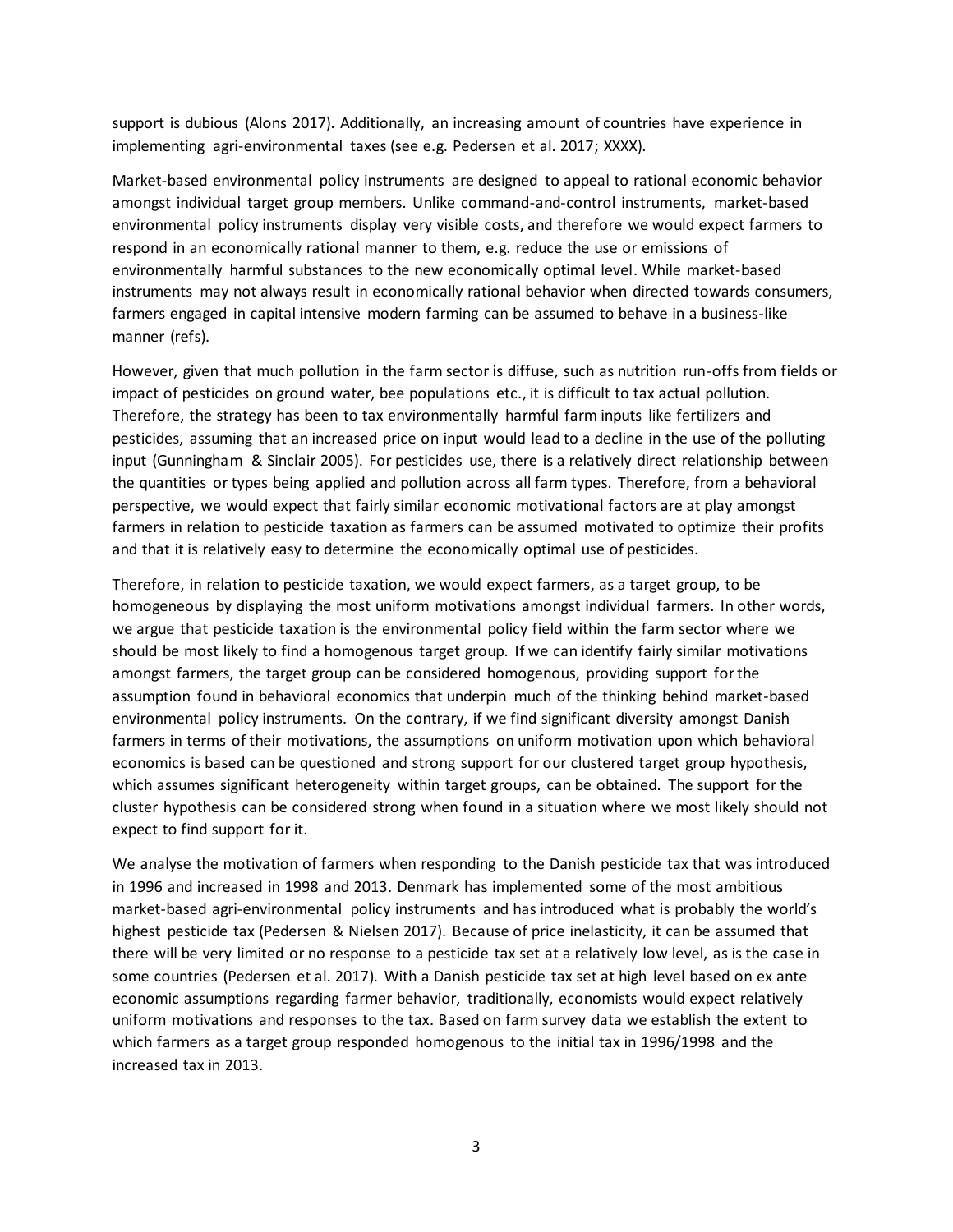support is dubious (Alons 2017). Additionally, an increasing amount of countries have experience in implementing agri-environmental taxes (see e.g. Pedersen et al. 2017; XXXX).

Market-based environmental policy instruments are designed to appeal to rational economic behavior amongst individual target group members. Unlike command-and-control instruments, market-based environmental policy instruments display very visible costs, and therefore we would expect farmers to respond in an economically rational manner to them, e.g. reduce the use or emissions of environmentally harmful substances to the new economically optimal level. While market-based instruments may not always result in economically rational behavior when directed towards consumers, farmers engaged in capital intensive modern farming can be assumed to behave in a business-like manner (refs).

However, given that much pollution in the farm sector is diffuse, such as nutrition run-offs from fields or impact of pesticides on ground water, bee populations etc., it is difficult to tax actual pollution. Therefore, the strategy has been to tax environmentally harmful farm inputs like fertilizers and pesticides, assuming that an increased price on input would lead to a decline in the use of the polluting input (Gunningham & Sinclair 2005). For pesticides use, there is a relatively direct relationship between the quantities or types being applied and pollution across all farm types. Therefore, from a behavioral perspective, we would expect that fairly similar economic motivational factors are at play amongst farmers in relation to pesticide taxation as farmers can be assumed motivated to optimize their profits and that it is relatively easy to determine the economically optimal use of pesticides.

Therefore, in relation to pesticide taxation, we would expect farmers, as a target group, to be homogeneous by displaying the most uniform motivations amongst individual farmers. In other words, we argue that pesticide taxation is the environmental policy field within the farm sector where we should be most likely to find a homogenous target group. If we can identify fairly similar motivations amongst farmers, the target group can be considered homogenous, providing support for the assumption found in behavioral economics that underpin much of the thinking behind market-based environmental policy instruments. On the contrary, if we find significant diversity amongst Danish farmers in terms of their motivations, the assumptions on uniform motivation upon which behavioral economics is based can be questioned and strong support for our clustered target group hypothesis, which assumes significant heterogeneity within target groups, can be obtained. The support for the cluster hypothesis can be considered strong when found in a situation where we most likely should not expect to find support for it.

We analyse the motivation of farmers when responding to the Danish pesticide tax that was introduced in 1996 and increased in 1998 and 2013. Denmark has implemented some of the most ambitious market-based agri-environmental policy instruments and has introduced what is probably the world's highest pesticide tax (Pedersen & Nielsen 2017). Because of price inelasticity, it can be assumed that there will be very limited or no response to a pesticide tax set at a relatively low level, as is the case in some countries (Pedersen et al. 2017). With a Danish pesticide tax set at high level based on ex ante economic assumptions regarding farmer behavior, traditionally, economists would expect relatively uniform motivations and responses to the tax. Based on farm survey data we establish the extent to which farmers as a target group responded homogenous to the initial tax in 1996/1998 and the increased tax in 2013.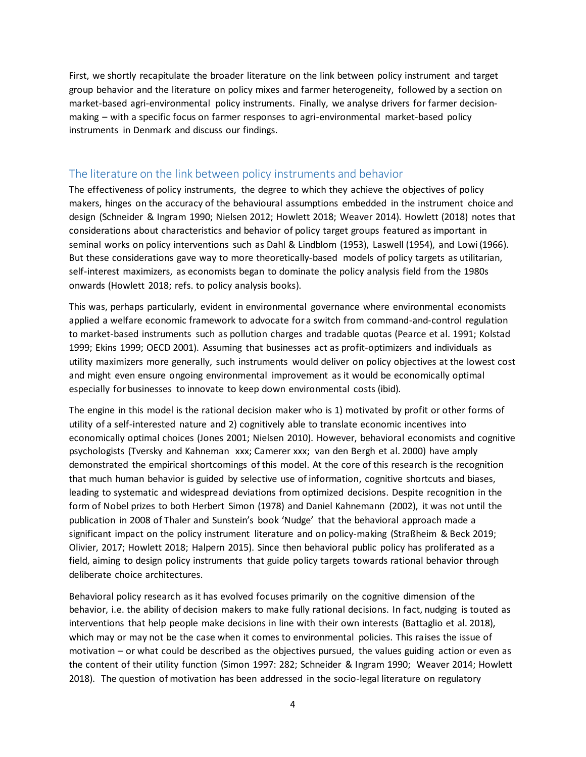First, we shortly recapitulate the broader literature on the link between policy instrument and target group behavior and the literature on policy mixes and farmer heterogeneity, followed by a section on market-based agri-environmental policy instruments. Finally, we analyse drivers for farmer decision-making – with a specific focus on farmer responses to agri-environmental market-based policy instruments in Denmark and discuss our findings.

## The literature on the link between policy instruments and behavior

The effectiveness of policy instruments, the degree to which they achieve the objectives of policy makers, hinges on the accuracy of the behavioural assumptions embedded in the instrument choice and design (Schneider & Ingram 1990; Nielsen 2012; Howlett 2018; Weaver 2014). Howlett (2018) notes that considerations about characteristics and behavior of policy target groups featured as important in seminal works on policy interventions such as Dahl & Lindblom (1953), Laswell (1954), and Lowi (1966). But these considerations gave way to more theoretically-based models of policy targets as utilitarian, self-interest maximizers, as economists began to dominate the policy analysis field from the 1980s onwards (Howlett 2018; refs. to policy analysis books).

This was, perhaps particularly, evident in environmental governance where environmental economists applied a welfare economic framework to advocate for a switch from command-and-control regulation to market-based instruments such as pollution charges and tradable quotas (Pearce et al. 1991; Kolstad 1999; Ekins 1999; OECD 2001). Assuming that businesses act as profit-optimizers and individuals as utility maximizers more generally, such instruments would deliver on policy objectives at the lowest cost and might even ensure ongoing environmental improvement as it would be economically optimal especially for businesses to innovate to keep down environmental costs (ibid).

The engine in this model is the rational decision maker who is 1) motivated by profit or other forms of utility of a self-interested nature and 2) cognitively able to translate economic incentives into economically optimal choices (Jones 2001; Nielsen 2010). However, behavioral economists and cognitive psychologists (Tversky and Kahneman xxx; Camerer xxx; van den Bergh et al. 2000) have amply demonstrated the empirical shortcomings of this model. At the core of this research is the recognition that much human behavior is guided by selective use of information, cognitive shortcuts and biases, leading to systematic and widespread deviations from optimized decisions. Despite recognition in the form of Nobel prizes to both Herbert Simon (1978) and Daniel Kahnemann (2002), it was not until the publication in 2008 of Thaler and Sunstein's book 'Nudge' that the behavioral approach made a significant impact on the policy instrument literature and on policy-making (Straßheim & Beck 2019; Olivier, 2017; Howlett 2018; Halpern 2015). Since then behavioral public policy has proliferated as a field, aiming to design policy instruments that guide policy targets towards rational behavior through deliberate choice architectures.

Behavioral policy research as it has evolved focuses primarily on the cognitive dimension of the behavior, i.e. the ability of decision makers to make fully rational decisions. In fact, nudging is touted as interventions that help people make decisions in line with their own interests (Battaglio et al. 2018), which may or may not be the case when it comes to environmental policies. This raises the issue of motivation – or what could be described as the objectives pursued, the values guiding action or even as the content of their utility function (Simon 1997: 282; Schneider & Ingram 1990; Weaver 2014; Howlett 2018). The question of motivation has been addressed in the socio-legal literature on regulatory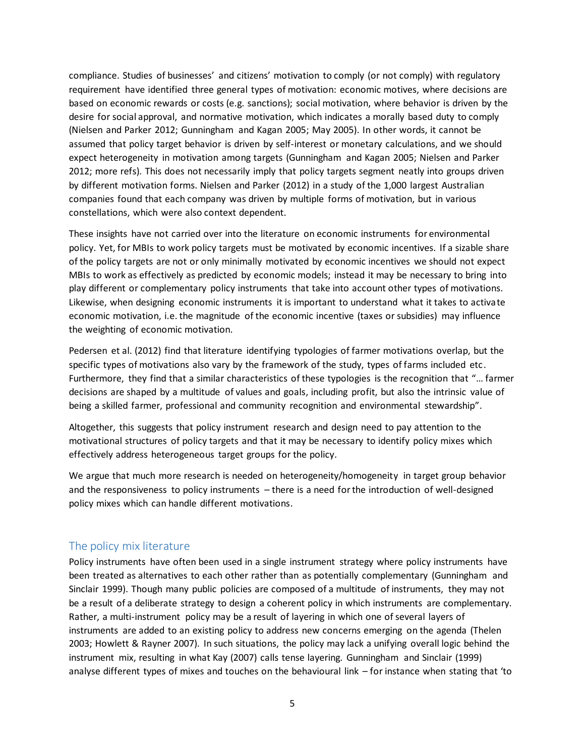compliance. Studies of businesses' and citizens' motivation to comply (or not comply) with regulatory requirement have identified three general types of motivation: economic motives, where decisions are based on economic rewards or costs (e.g. sanctions); social motivation, where behavior is driven by the desire for social approval, and normative motivation, which indicates a morally based duty to comply (Nielsen and Parker 2012; Gunningham and Kagan 2005; May 2005). In other words, it cannot be assumed that policy target behavior is driven by self-interest or monetary calculations, and we should expect heterogeneity in motivation among targets (Gunningham and Kagan 2005; Nielsen and Parker 2012; more refs). This does not necessarily imply that policy targets segment neatly into groups driven by different motivation forms. Nielsen and Parker (2012) in a study of the 1,000 largest Australian companies found that each company was driven by multiple forms of motivation, but in various constellations, which were also context dependent.

These insights have not carried over into the literature on economic instruments for environmental policy. Yet, for MBIs to work policy targets must be motivated by economic incentives. If a sizable share of the policy targets are not or only minimally motivated by economic incentives we should not expect MBIs to work as effectively as predicted by economic models; instead it may be necessary to bring into play different or complementary policy instruments that take into account other types of motivations. Likewise, when designing economic instruments it is important to understand what it takes to activate economic motivation, i.e. the magnitude of the economic incentive (taxes or subsidies) may influence the weighting of economic motivation.

Pedersen et al. (2012) find that literature identifying typologies of farmer motivations overlap, but the specific types of motivations also vary by the framework of the study, types of farms included etc. Furthermore, they find that a similar characteristics of these typologies is the recognition that "… farmer decisions are shaped by a multitude of values and goals, including profit, but also the intrinsic value of being a skilled farmer, professional and community recognition and environmental stewardship".

Altogether, this suggests that policy instrument research and design need to pay attention to the motivational structures of policy targets and that it may be necessary to identify policy mixes which effectively address heterogeneous target groups for the policy.

We argue that much more research is needed on heterogeneity/homogeneity in target group behavior and the responsiveness to policy instruments – there is a need for the introduction of well-designed policy mixes which can handle different motivations.

## The policy mix literature

Policy instruments have often been used in a single instrument strategy where policy instruments have been treated as alternatives to each other rather than as potentially complementary (Gunningham and Sinclair 1999). Though many public policies are composed of a multitude of instruments, they may not be a result of a deliberate strategy to design a coherent policy in which instruments are complementary. Rather, a multi-instrument policy may be a result of layering in which one of several layers of instruments are added to an existing policy to address new concerns emerging on the agenda (Thelen 2003; Howlett & Rayner 2007). In such situations, the policy may lack a unifying overall logic behind the instrument mix, resulting in what Kay (2007) calls tense layering. Gunningham and Sinclair (1999) analyse different types of mixes and touches on the behavioural link – for instance when stating that 'to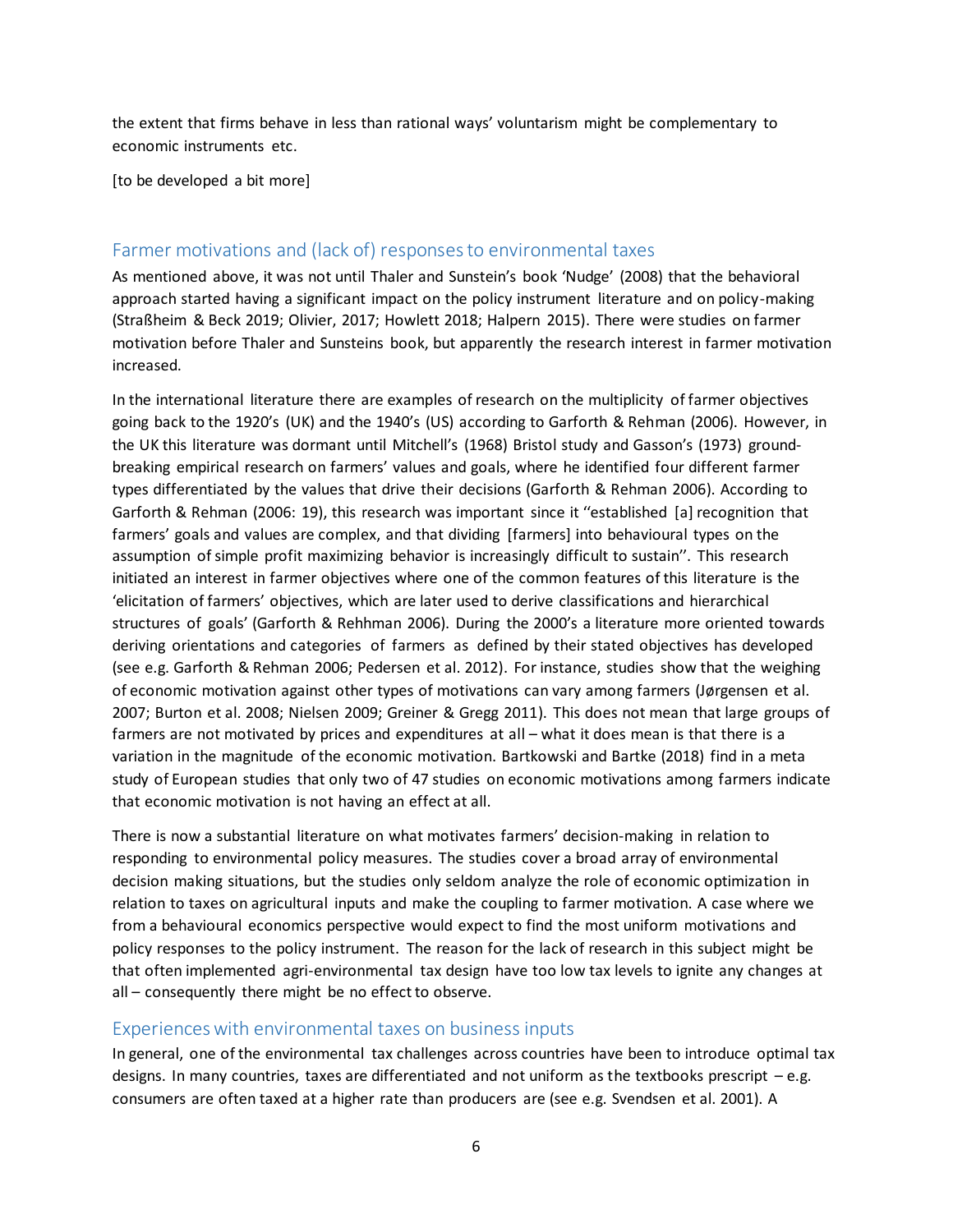the extent that firms behave in less than rational ways' voluntarism might be complementary to economic instruments etc.

[to be developed a bit more]

## Farmer motivations and (lack of) responses to environmental taxes

As mentioned above, it was not until Thaler and Sunstein's book 'Nudge' (2008) that the behavioral approach started having a significant impact on the policy instrument literature and on policy-making (Straßheim & Beck 2019; Olivier, 2017; Howlett 2018; Halpern 2015). There were studies on farmer motivation before Thaler and Sunsteins book, but apparently the research interest in farmer motivation increased.

In the international literature there are examples of research on the multiplicity of farmer objectives going back to the 1920's (UK) and the 1940's (US) according to Garforth & Rehman (2006). However, in the UK this literature was dormant until Mitchell's (1968) Bristol study and Gasson's (1973) ground-breaking empirical research on farmers' values and goals, where he identified four different farmer types differentiated by the values that drive their decisions (Garforth & Rehman 2006). According to Garforth & Rehman (2006: 19), this research was important since it "established [a] recognition that farmers' goals and values are complex, and that dividing [farmers] into behavioural types on the assumption of simple profit maximizing behavior is increasingly difficult to sustain". This research initiated an interest in farmer objectives where one of the common features of this literature is the 'elicitation of farmers' objectives, which are later used to derive classifications and hierarchical structures of goals' (Garforth & Rehhman 2006). During the 2000's a literature more oriented towards deriving orientations and categories of farmers as defined by their stated objectives has developed (see e.g. Garforth & Rehman 2006; Pedersen et al. 2012). For instance, studies show that the weighing of economic motivation against other types of motivations can vary among farmers (Jørgensen et al. 2007; Burton et al. 2008; Nielsen 2009; Greiner & Gregg 2011). This does not mean that large groups of farmers are not motivated by prices and expenditures at all – what it does mean is that there is a variation in the magnitude of the economic motivation. Bartkowski and Bartke (2018) find in a meta study of European studies that only two of 47 studies on economic motivations among farmers indicate that economic motivation is not having an effect at all.

There is now a substantial literature on what motivates farmers' decision-making in relation to responding to environmental policy measures. The studies cover a broad array of environmental decision making situations, but the studies only seldom analyze the role of economic optimization in relation to taxes on agricultural inputs and make the coupling to farmer motivation. A case where we from a behavioural economics perspective would expect to find the most uniform motivations and policy responses to the policy instrument. The reason for the lack of research in this subject might be that often implemented agri-environmental tax design have too low tax levels to ignite any changes at all – consequently there might be no effect to observe.

## Experiences with environmental taxes on business inputs

In general, one of the environmental tax challenges across countries have been to introduce optimal tax designs. In many countries, taxes are differentiated and not uniform as the textbooks prescript – e.g. consumers are often taxed at a higher rate than producers are (see e.g. Svendsen et al. 2001). A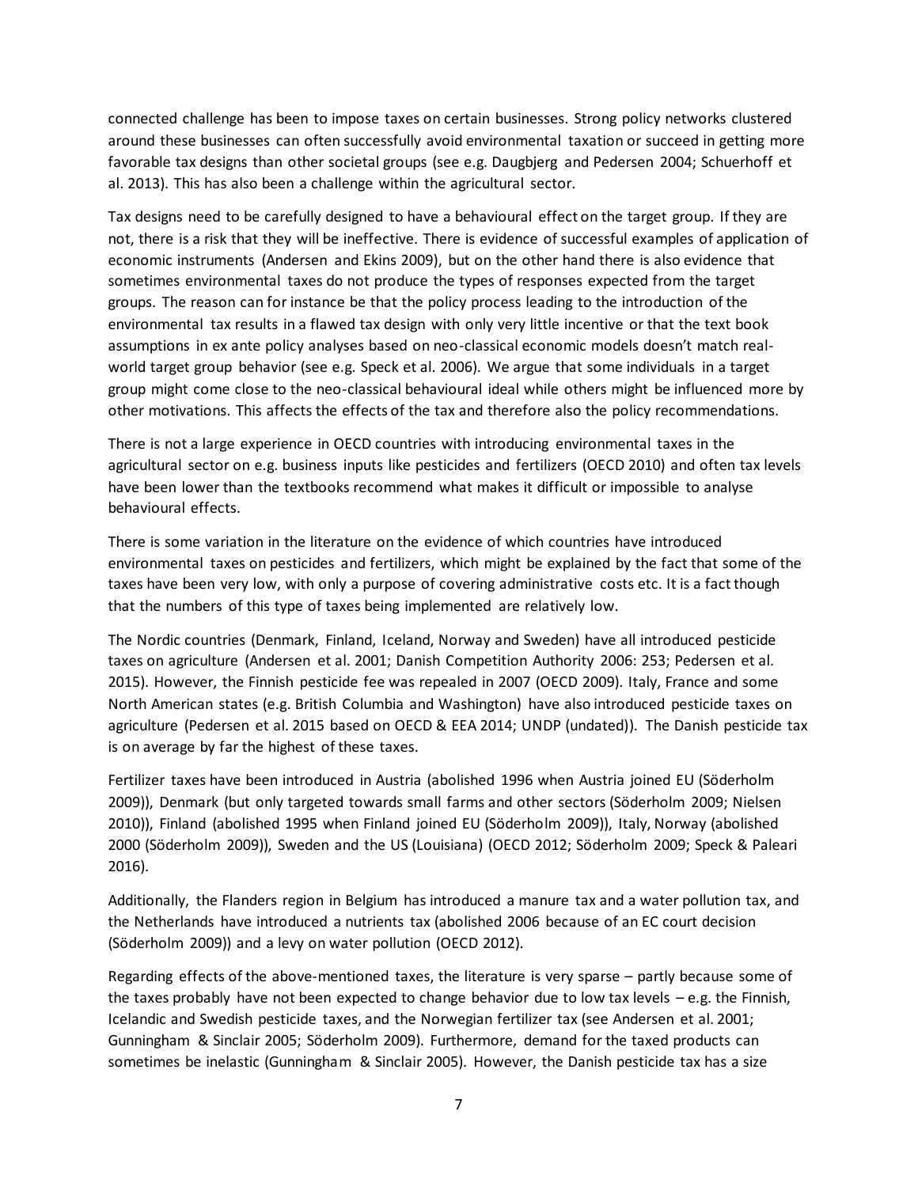connected challenge has been to impose taxes on certain businesses. Strong policy networks clustered around these businesses can often successfully avoid environmental taxation or succeed in getting more favorable tax designs than other societal groups (see e.g. Daugbjerg and Pedersen 2004; Schuerhoff et al. 2013). This has also been a challenge within the agricultural sector.

Tax designs need to be carefully designed to have a behavioural effect on the target group. If they are not, there is a risk that they will be ineffective. There is evidence of successful examples of application of economic instruments (Andersen and Ekins 2009), but on the other hand there is also evidence that sometimes environmental taxes do not produce the types of responses expected from the target groups. The reason can for instance be that the policy process leading to the introduction of the environmental tax results in a flawed tax design with only very little incentive or that the text book assumptions in ex ante policy analyses based on neo-classical economic models doesn't match real-world target group behavior (see e.g. Speck et al. 2006). We argue that some individuals in a target group might come close to the neo-classical behavioural ideal while others might be influenced more by other motivations. This affects the effects of the tax and therefore also the policy recommendations.

There is not a large experience in OECD countries with introducing environmental taxes in the agricultural sector on e.g. business inputs like pesticides and fertilizers (OECD 2010) and often tax levels have been lower than the textbooks recommend what makes it difficult or impossible to analyse behavioural effects.

There is some variation in the literature on the evidence of which countries have introduced environmental taxes on pesticides and fertilizers, which might be explained by the fact that some of the taxes have been very low, with only a purpose of covering administrative costs etc. It is a fact though that the numbers of this type of taxes being implemented are relatively low.

The Nordic countries (Denmark, Finland, Iceland, Norway and Sweden) have all introduced pesticide taxes on agriculture (Andersen et al. 2001; Danish Competition Authority 2006: 253; Pedersen et al. 2015). However, the Finnish pesticide fee was repealed in 2007 (OECD 2009). Italy, France and some North American states (e.g. British Columbia and Washington) have also introduced pesticide taxes on agriculture (Pedersen et al. 2015 based on OECD & EEA 2014; UNDP (undated)). The Danish pesticide tax is on average by far the highest of these taxes.

Fertilizer taxes have been introduced in Austria (abolished 1996 when Austria joined EU (Söderholm 2009)), Denmark (but only targeted towards small farms and other sectors (Söderholm 2009; Nielsen 2010)), Finland (abolished 1995 when Finland joined EU (Söderholm 2009)), Italy, Norway (abolished 2000 (Söderholm 2009)), Sweden and the US (Louisiana) (OECD 2012; Söderholm 2009; Speck & Paleari 2016).

Additionally, the Flanders region in Belgium has introduced a manure tax and a water pollution tax, and the Netherlands have introduced a nutrients tax (abolished 2006 because of an EC court decision (Söderholm 2009)) and a levy on water pollution (OECD 2012).

Regarding effects of the above-mentioned taxes, the literature is very sparse – partly because some of the taxes probably have not been expected to change behavior due to low tax levels – e.g. the Finnish, Icelandic and Swedish pesticide taxes, and the Norwegian fertilizer tax (see Andersen et al. 2001; Gunningham & Sinclair 2005; Söderholm 2009). Furthermore, demand for the taxed products can sometimes be inelastic (Gunningham & Sinclair 2005). However, the Danish pesticide tax has a size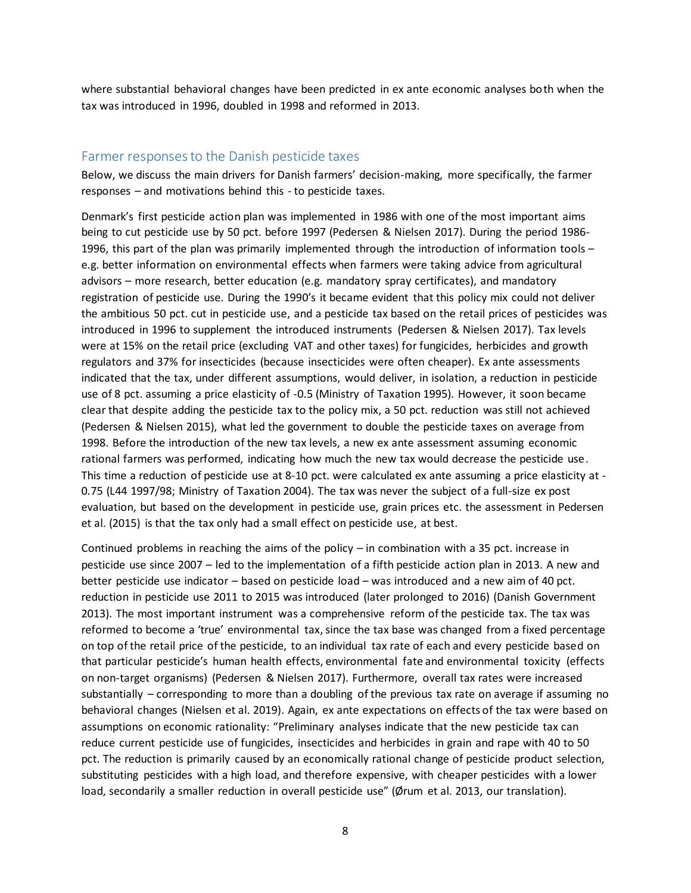where substantial behavioral changes have been predicted in ex ante economic analyses both when the tax was introduced in 1996, doubled in 1998 and reformed in 2013.

## Farmer responses to the Danish pesticide taxes

Below, we discuss the main drivers for Danish farmers' decision-making, more specifically, the farmer responses – and motivations behind this - to pesticide taxes.

Denmark's first pesticide action plan was implemented in 1986 with one of the most important aims being to cut pesticide use by 50 pct. before 1997 (Pedersen & Nielsen 2017). During the period 1986-1996, this part of the plan was primarily implemented through the introduction of information tools – e.g. better information on environmental effects when farmers were taking advice from agricultural advisors – more research, better education (e.g. mandatory spray certificates), and mandatory registration of pesticide use. During the 1990's it became evident that this policy mix could not deliver the ambitious 50 pct. cut in pesticide use, and a pesticide tax based on the retail prices of pesticides was introduced in 1996 to supplement the introduced instruments (Pedersen & Nielsen 2017). Tax levels were at 15% on the retail price (excluding VAT and other taxes) for fungicides, herbicides and growth regulators and 37% for insecticides (because insecticides were often cheaper). Ex ante assessments indicated that the tax, under different assumptions, would deliver, in isolation, a reduction in pesticide use of 8 pct. assuming a price elasticity of -0.5 (Ministry of Taxation 1995). However, it soon became clear that despite adding the pesticide tax to the policy mix, a 50 pct. reduction was still not achieved (Pedersen & Nielsen 2015), what led the government to double the pesticide taxes on average from 1998. Before the introduction of the new tax levels, a new ex ante assessment assuming economic rational farmers was performed, indicating how much the new tax would decrease the pesticide use. This time a reduction of pesticide use at 8-10 pct. were calculated ex ante assuming a price elasticity at -0.75 (L44 1997/98; Ministry of Taxation 2004). The tax was never the subject of a full-size ex post evaluation, but based on the development in pesticide use, grain prices etc. the assessment in Pedersen et al. (2015) is that the tax only had a small effect on pesticide use, at best.

Continued problems in reaching the aims of the policy – in combination with a 35 pct. increase in pesticide use since 2007 – led to the implementation of a fifth pesticide action plan in 2013. A new and better pesticide use indicator – based on pesticide load – was introduced and a new aim of 40 pct. reduction in pesticide use 2011 to 2015 was introduced (later prolonged to 2016) (Danish Government 2013). The most important instrument was a comprehensive reform of the pesticide tax. The tax was reformed to become a 'true' environmental tax, since the tax base was changed from a fixed percentage on top of the retail price of the pesticide, to an individual tax rate of each and every pesticide based on that particular pesticide's human health effects, environmental fate and environmental toxicity (effects on non-target organisms) (Pedersen & Nielsen 2017). Furthermore, overall tax rates were increased substantially – corresponding to more than a doubling of the previous tax rate on average if assuming no behavioral changes (Nielsen et al. 2019). Again, ex ante expectations on effects of the tax were based on assumptions on economic rationality: "Preliminary analyses indicate that the new pesticide tax can reduce current pesticide use of fungicides, insecticides and herbicides in grain and rape with 40 to 50 pct. The reduction is primarily caused by an economically rational change of pesticide product selection, substituting pesticides with a high load, and therefore expensive, with cheaper pesticides with a lower load, secondarily a smaller reduction in overall pesticide use" (Ørum et al. 2013, our translation).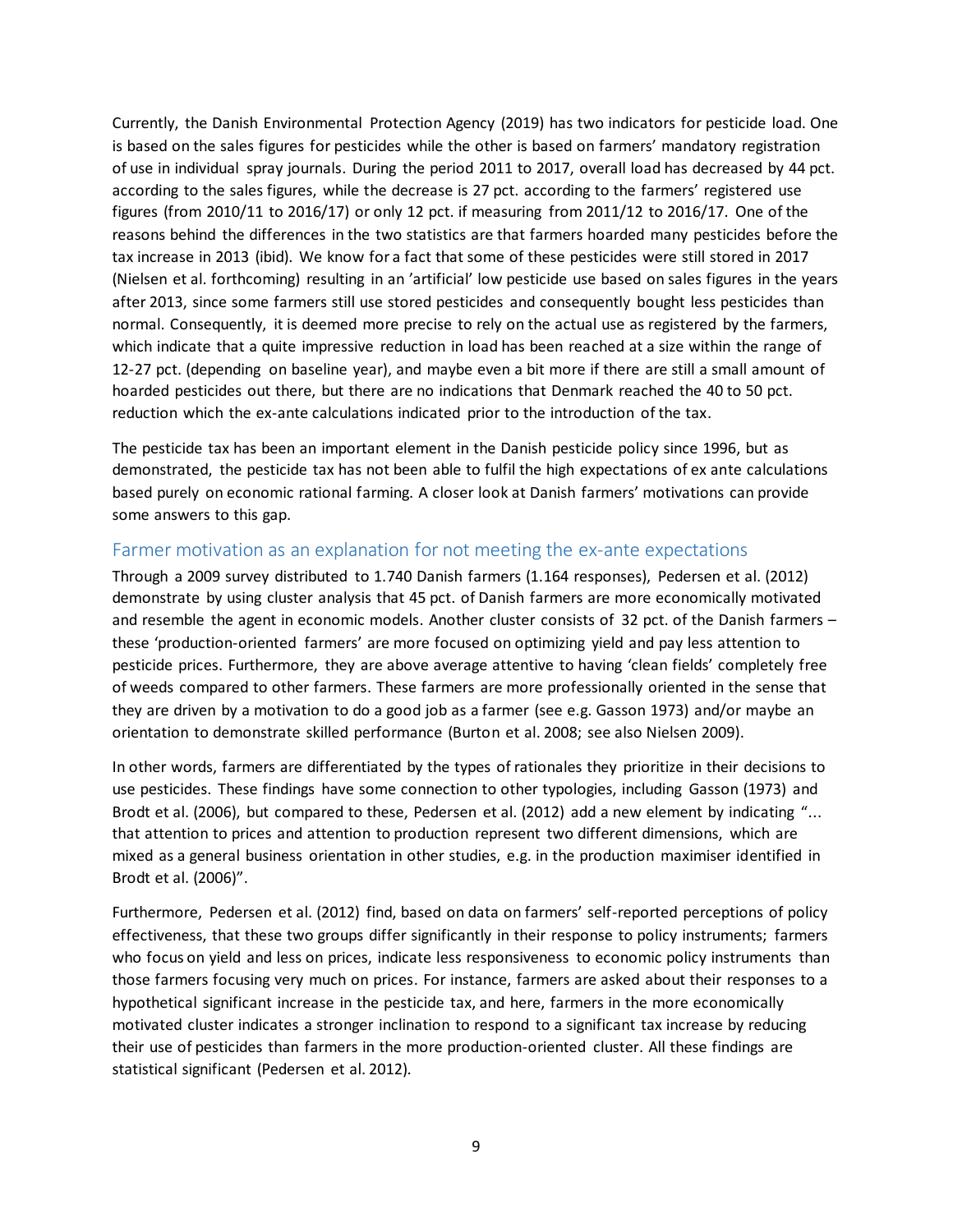Currently, the Danish Environmental Protection Agency (2019) has two indicators for pesticide load. One is based on the sales figures for pesticides while the other is based on farmers' mandatory registration of use in individual spray journals. During the period 2011 to 2017, overall load has decreased by 44 pct. according to the sales figures, while the decrease is 27 pct. according to the farmers' registered use figures (from 2010/11 to 2016/17) or only 12 pct. if measuring from 2011/12 to 2016/17. One of the reasons behind the differences in the two statistics are that farmers hoarded many pesticides before the tax increase in 2013 (ibid). We know for a fact that some of these pesticides were still stored in 2017 (Nielsen et al. forthcoming) resulting in an 'artificial' low pesticide use based on sales figures in the years after 2013, since some farmers still use stored pesticides and consequently bought less pesticides than normal. Consequently, it is deemed more precise to rely on the actual use as registered by the farmers, which indicate that a quite impressive reduction in load has been reached at a size within the range of 12-27 pct. (depending on baseline year), and maybe even a bit more if there are still a small amount of hoarded pesticides out there, but there are no indications that Denmark reached the 40 to 50 pct. reduction which the ex-ante calculations indicated prior to the introduction of the tax.

The pesticide tax has been an important element in the Danish pesticide policy since 1996, but as demonstrated, the pesticide tax has not been able to fulfil the high expectations of ex ante calculations based purely on economic rational farming. A closer look at Danish farmers' motivations can provide some answers to this gap.

## Farmer motivation as an explanation for not meeting the ex-ante expectations

Through a 2009 survey distributed to 1.740 Danish farmers (1.164 responses), Pedersen et al. (2012) demonstrate by using cluster analysis that 45 pct. of Danish farmers are more economically motivated and resemble the agent in economic models. Another cluster consists of 32 pct. of the Danish farmers – these 'production-oriented farmers' are more focused on optimizing yield and pay less attention to pesticide prices. Furthermore, they are above average attentive to having 'clean fields' completely free of weeds compared to other farmers. These farmers are more professionally oriented in the sense that they are driven by a motivation to do a good job as a farmer (see e.g. Gasson 1973) and/or maybe an orientation to demonstrate skilled performance (Burton et al. 2008; see also Nielsen 2009).

In other words, farmers are differentiated by the types of rationales they prioritize in their decisions to use pesticides. These findings have some connection to other typologies, including Gasson (1973) and Brodt et al. (2006), but compared to these, Pedersen et al. (2012) add a new element by indicating "… that attention to prices and attention to production represent two different dimensions, which are mixed as a general business orientation in other studies, e.g. in the production maximiser identified in Brodt et al. (2006)".

Furthermore, Pedersen et al. (2012) find, based on data on farmers' self-reported perceptions of policy effectiveness, that these two groups differ significantly in their response to policy instruments; farmers who focus on yield and less on prices, indicate less responsiveness to economic policy instruments than those farmers focusing very much on prices. For instance, farmers are asked about their responses to a hypothetical significant increase in the pesticide tax, and here, farmers in the more economically motivated cluster indicates a stronger inclination to respond to a significant tax increase by reducing their use of pesticides than farmers in the more production-oriented cluster. All these findings are statistical significant (Pedersen et al. 2012).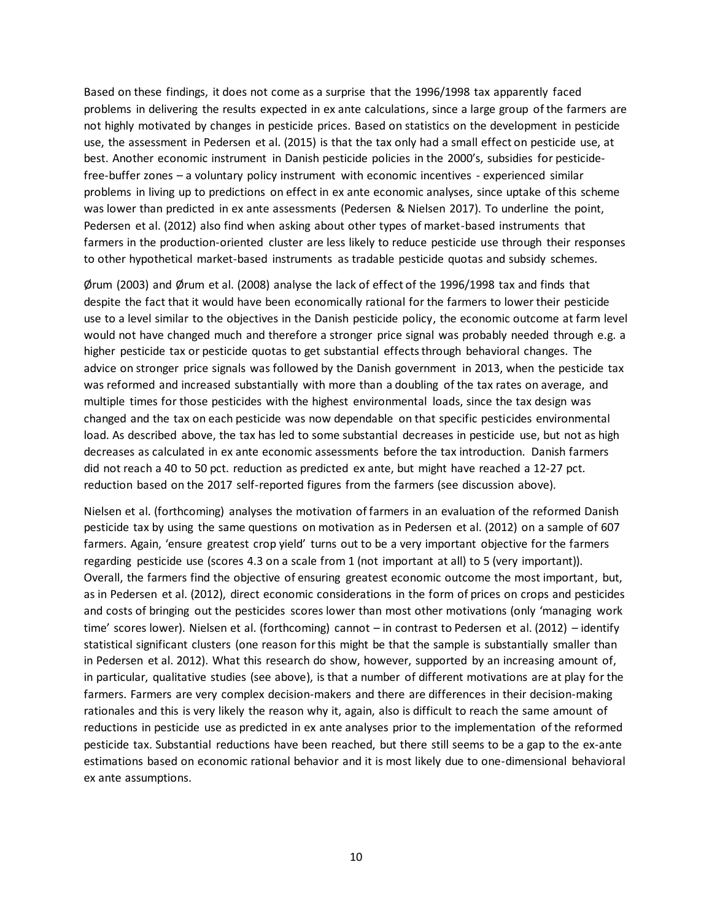Based on these findings, it does not come as a surprise that the 1996/1998 tax apparently faced problems in delivering the results expected in ex ante calculations, since a large group of the farmers are not highly motivated by changes in pesticide prices. Based on statistics on the development in pesticide use, the assessment in Pedersen et al. (2015) is that the tax only had a small effect on pesticide use, at best. Another economic instrument in Danish pesticide policies in the 2000's, subsidies for pesticide-free-buffer zones – a voluntary policy instrument with economic incentives - experienced similar problems in living up to predictions on effect in ex ante economic analyses, since uptake of this scheme was lower than predicted in ex ante assessments (Pedersen & Nielsen 2017). To underline the point, Pedersen et al. (2012) also find when asking about other types of market-based instruments that farmers in the production-oriented cluster are less likely to reduce pesticide use through their responses to other hypothetical market-based instruments as tradable pesticide quotas and subsidy schemes.

Ørum (2003) and Ørum et al. (2008) analyse the lack of effect of the 1996/1998 tax and finds that despite the fact that it would have been economically rational for the farmers to lower their pesticide use to a level similar to the objectives in the Danish pesticide policy, the economic outcome at farm level would not have changed much and therefore a stronger price signal was probably needed through e.g. a higher pesticide tax or pesticide quotas to get substantial effects through behavioral changes. The advice on stronger price signals was followed by the Danish government in 2013, when the pesticide tax was reformed and increased substantially with more than a doubling of the tax rates on average, and multiple times for those pesticides with the highest environmental loads, since the tax design was changed and the tax on each pesticide was now dependable on that specific pesticides environmental load. As described above, the tax has led to some substantial decreases in pesticide use, but not as high decreases as calculated in ex ante economic assessments before the tax introduction. Danish farmers did not reach a 40 to 50 pct. reduction as predicted ex ante, but might have reached a 12-27 pct. reduction based on the 2017 self-reported figures from the farmers (see discussion above).

Nielsen et al. (forthcoming) analyses the motivation of farmers in an evaluation of the reformed Danish pesticide tax by using the same questions on motivation as in Pedersen et al. (2012) on a sample of 607 farmers. Again, 'ensure greatest crop yield' turns out to be a very important objective for the farmers regarding pesticide use (scores 4.3 on a scale from 1 (not important at all) to 5 (very important)). Overall, the farmers find the objective of ensuring greatest economic outcome the most important, but, as in Pedersen et al. (2012), direct economic considerations in the form of prices on crops and pesticides and costs of bringing out the pesticides scores lower than most other motivations (only 'managing work time' scores lower). Nielsen et al. (forthcoming) cannot – in contrast to Pedersen et al. (2012) – identify statistical significant clusters (one reason for this might be that the sample is substantially smaller than in Pedersen et al. 2012). What this research do show, however, supported by an increasing amount of, in particular, qualitative studies (see above), is that a number of different motivations are at play for the farmers. Farmers are very complex decision-makers and there are differences in their decision-making rationales and this is very likely the reason why it, again, also is difficult to reach the same amount of reductions in pesticide use as predicted in ex ante analyses prior to the implementation of the reformed pesticide tax. Substantial reductions have been reached, but there still seems to be a gap to the ex-ante estimations based on economic rational behavior and it is most likely due to one-dimensional behavioral ex ante assumptions.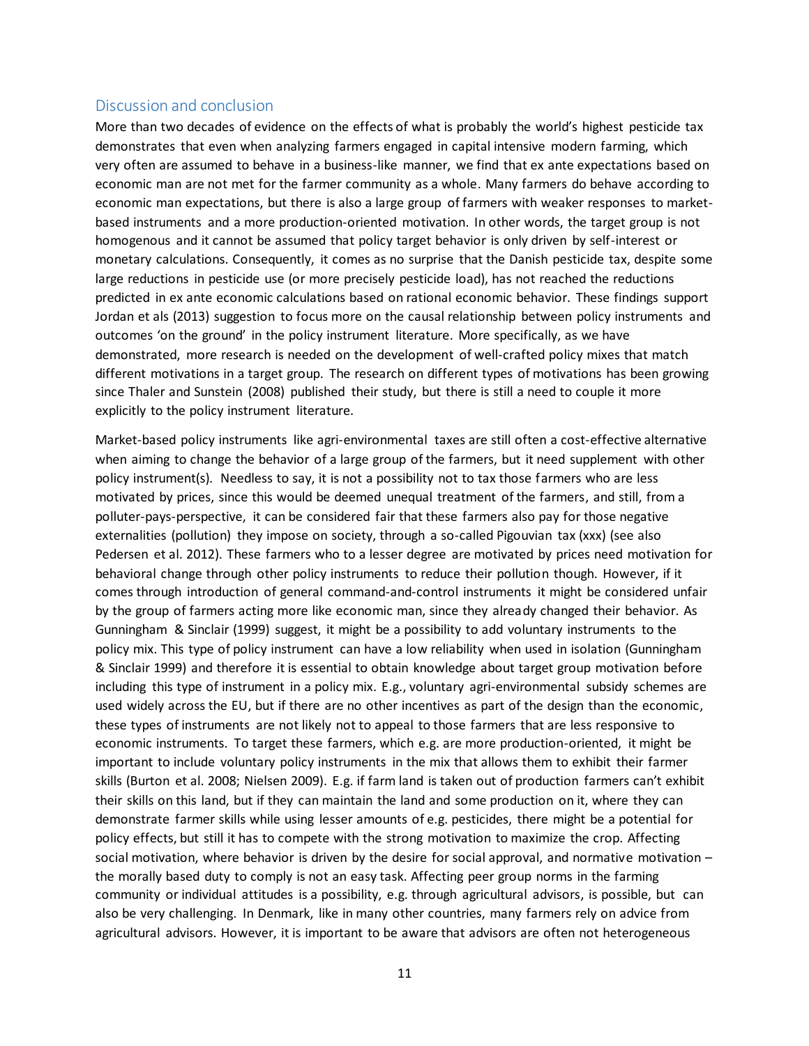## Discussion and conclusion

More than two decades of evidence on the effects of what is probably the world's highest pesticide tax demonstrates that even when analyzing farmers engaged in capital intensive modern farming, which very often are assumed to behave in a business-like manner, we find that ex ante expectations based on economic man are not met for the farmer community as a whole. Many farmers do behave according to economic man expectations, but there is also a large group of farmers with weaker responses to market-based instruments and a more production-oriented motivation. In other words, the target group is not homogenous and it cannot be assumed that policy target behavior is only driven by self-interest or monetary calculations. Consequently, it comes as no surprise that the Danish pesticide tax, despite some large reductions in pesticide use (or more precisely pesticide load), has not reached the reductions predicted in ex ante economic calculations based on rational economic behavior. These findings support Jordan et als (2013) suggestion to focus more on the causal relationship between policy instruments and outcomes 'on the ground' in the policy instrument literature. More specifically, as we have demonstrated, more research is needed on the development of well-crafted policy mixes that match different motivations in a target group. The research on different types of motivations has been growing since Thaler and Sunstein (2008) published their study, but there is still a need to couple it more explicitly to the policy instrument literature.

Market-based policy instruments like agri-environmental taxes are still often a cost-effective alternative when aiming to change the behavior of a large group of the farmers, but it need supplement with other policy instrument(s). Needless to say, it is not a possibility not to tax those farmers who are less motivated by prices, since this would be deemed unequal treatment of the farmers, and still, from a polluter-pays-perspective, it can be considered fair that these farmers also pay for those negative externalities (pollution) they impose on society, through a so-called Pigouvian tax (xxx) (see also Pedersen et al. 2012). These farmers who to a lesser degree are motivated by prices need motivation for behavioral change through other policy instruments to reduce their pollution though. However, if it comes through introduction of general command-and-control instruments it might be considered unfair by the group of farmers acting more like economic man, since they already changed their behavior. As Gunningham & Sinclair (1999) suggest, it might be a possibility to add voluntary instruments to the policy mix. This type of policy instrument can have a low reliability when used in isolation (Gunningham & Sinclair 1999) and therefore it is essential to obtain knowledge about target group motivation before including this type of instrument in a policy mix. E.g., voluntary agri-environmental subsidy schemes are used widely across the EU, but if there are no other incentives as part of the design than the economic, these types of instruments are not likely not to appeal to those farmers that are less responsive to economic instruments. To target these farmers, which e.g. are more production-oriented, it might be important to include voluntary policy instruments in the mix that allows them to exhibit their farmer skills (Burton et al. 2008; Nielsen 2009). E.g. if farm land is taken out of production farmers can't exhibit their skills on this land, but if they can maintain the land and some production on it, where they can demonstrate farmer skills while using lesser amounts of e.g. pesticides, there might be a potential for policy effects, but still it has to compete with the strong motivation to maximize the crop. Affecting social motivation, where behavior is driven by the desire for social approval, and normative motivation – the morally based duty to comply is not an easy task. Affecting peer group norms in the farming community or individual attitudes is a possibility, e.g. through agricultural advisors, is possible, but can also be very challenging. In Denmark, like in many other countries, many farmers rely on advice from agricultural advisors. However, it is important to be aware that advisors are often not heterogeneous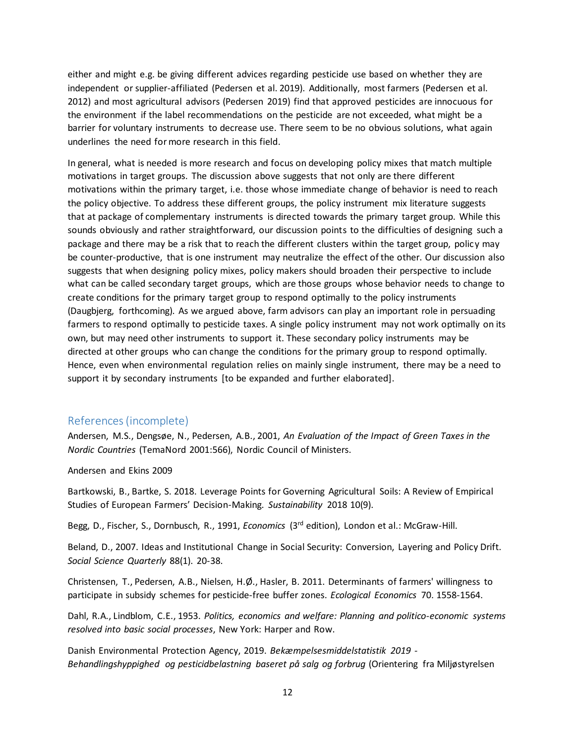either and might e.g. be giving different advices regarding pesticide use based on whether they are independent or supplier-affiliated (Pedersen et al. 2019). Additionally, most farmers (Pedersen et al. 2012) and most agricultural advisors (Pedersen 2019) find that approved pesticides are innocuous for the environment if the label recommendations on the pesticide are not exceeded, what might be a barrier for voluntary instruments to decrease use. There seem to be no obvious solutions, what again underlines the need for more research in this field.

In general, what is needed is more research and focus on developing policy mixes that match multiple motivations in target groups. The discussion above suggests that not only are there different motivations within the primary target, i.e. those whose immediate change of behavior is need to reach the policy objective. To address these different groups, the policy instrument mix literature suggests that at package of complementary instruments is directed towards the primary target group. While this sounds obviously and rather straightforward, our discussion points to the difficulties of designing such a package and there may be a risk that to reach the different clusters within the target group, policy may be counter-productive, that is one instrument may neutralize the effect of the other. Our discussion also suggests that when designing policy mixes, policy makers should broaden their perspective to include what can be called secondary target groups, which are those groups whose behavior needs to change to create conditions for the primary target group to respond optimally to the policy instruments (Daugbjerg, forthcoming). As we argued above, farm advisors can play an important role in persuading farmers to respond optimally to pesticide taxes. A single policy instrument may not work optimally on its own, but may need other instruments to support it. These secondary policy instruments may be directed at other groups who can change the conditions for the primary group to respond optimally. Hence, even when environmental regulation relies on mainly single instrument, there may be a need to support it by secondary instruments [to be expanded and further elaborated].

## References (incomplete)

Andersen, M.S., Dengsøe, N., Pedersen, A.B., 2001, *An Evaluation of the Impact of Green Taxes in the Nordic Countries* (TemaNord 2001:566), Nordic Council of Ministers.

Andersen and Ekins 2009

Bartkowski, B., Bartke, S. 2018. Leverage Points for Governing Agricultural Soils: A Review of Empirical Studies of European Farmers' Decision-Making. *Sustainability* 2018 10(9).

Begg, D., Fischer, S., Dornbusch, R., 1991, *Economics* (3rd edition), London et al.: McGraw-Hill.

Beland, D., 2007. Ideas and Institutional Change in Social Security: Conversion, Layering and Policy Drift. *Social Science Quarterly* 88(1). 20-38.

Christensen, T., Pedersen, A.B., Nielsen, H.Ø., Hasler, B. 2011. Determinants of farmers' willingness to participate in subsidy schemes for pesticide-free buffer zones. *Ecological Economics* 70. 1558-1564.

Dahl, R.A., Lindblom, C.E., 1953. *Politics, economics and welfare: Planning and politico-economic systems resolved into basic social processes*, New York: Harper and Row.

Danish Environmental Protection Agency, 2019. *Bekæmpelsesmiddelstatistik 2019 - Behandlingshyppighed og pesticidbelastning baseret på salg og forbrug* (Orientering fra Miljøstyrelsen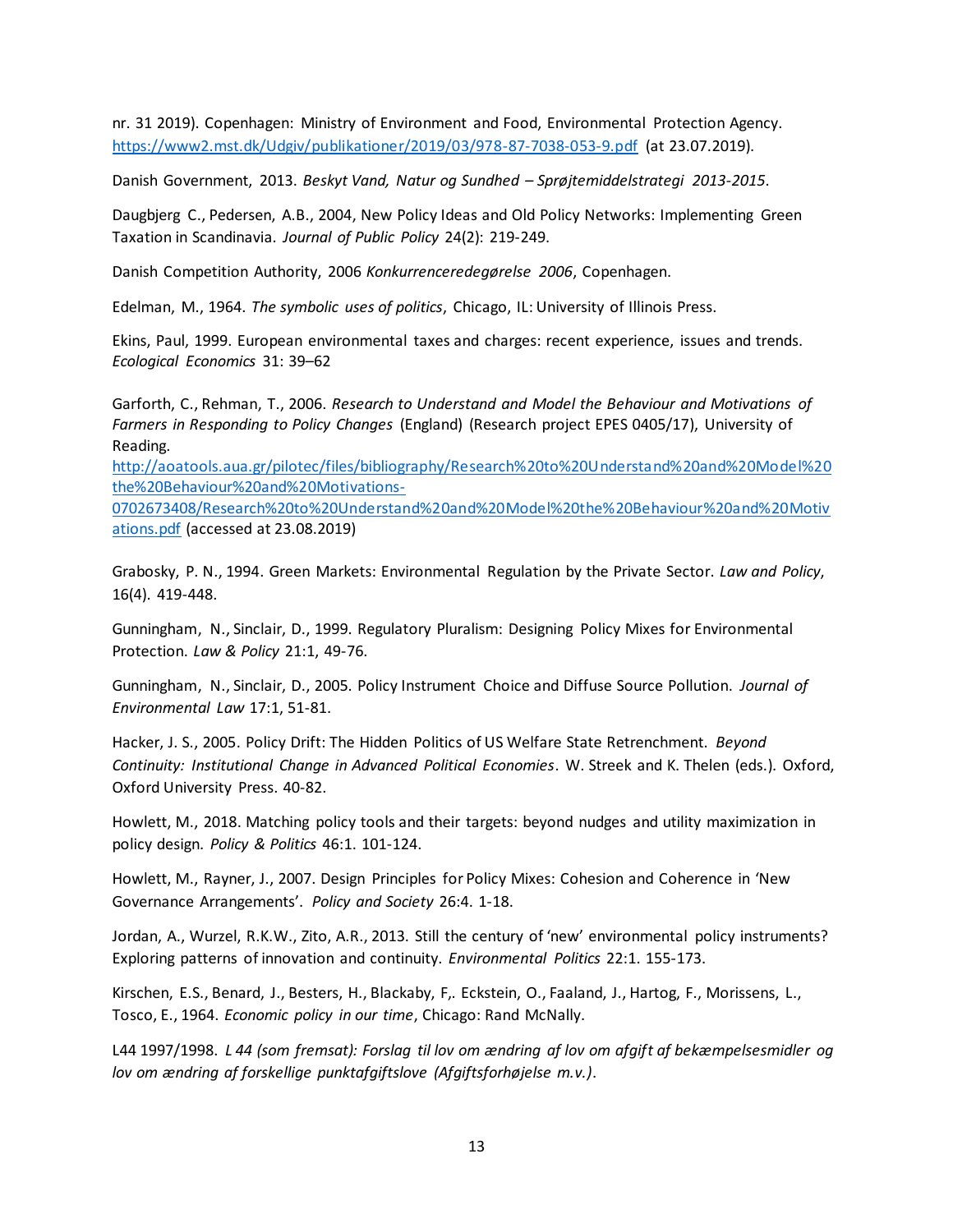nr. 31 2019). Copenhagen: Ministry of Environment and Food, Environmental Protection Agency. https://www2.mst.dk/Udgiv/publikationer/2019/03/978-87-7038-053-9.pdf (at 23.07.2019).

Danish Government, 2013. *Beskyt Vand, Natur og Sundhed – Sprøjtemiddelstrategi 2013-2015*.

Daugbjerg C., Pedersen, A.B., 2004, New Policy Ideas and Old Policy Networks: Implementing Green Taxation in Scandinavia. *Journal of Public Policy* 24(2): 219-249.

Danish Competition Authority, 2006 *Konkurrenceredegørelse 2006*, Copenhagen.

Edelman, M., 1964. *The symbolic uses of politics*, Chicago, IL: University of Illinois Press.

Ekins, Paul, 1999. European environmental taxes and charges: recent experience, issues and trends. *Ecological Economics* 31: 39–62

Garforth, C., Rehman, T., 2006. *Research to Understand and Model the Behaviour and Motivations of Farmers in Responding to Policy Changes* (England) (Research project EPES 0405/17), University of Reading. http://aoatools.aua.gr/pilotec/files/bibliography/Research%20to%20Understand%20and%20Model%20the%20Behaviour%20and%20Motivations-0702673408/Research%20to%20Understand%20and%20Model%20the%20Behaviour%20and%20Motivations.pdf (accessed at 23.08.2019)

Grabosky, P. N., 1994. Green Markets: Environmental Regulation by the Private Sector. *Law and Policy*, 16(4). 419-448.

Gunningham, N., Sinclair, D., 1999. Regulatory Pluralism: Designing Policy Mixes for Environmental Protection. *Law & Policy* 21:1, 49-76.

Gunningham, N., Sinclair, D., 2005. Policy Instrument Choice and Diffuse Source Pollution. *Journal of Environmental Law* 17:1, 51-81.

Hacker, J. S., 2005. Policy Drift: The Hidden Politics of US Welfare State Retrenchment. *Beyond Continuity: Institutional Change in Advanced Political Economies*. W. Streek and K. Thelen (eds.). Oxford, Oxford University Press. 40-82.

Howlett, M., 2018. Matching policy tools and their targets: beyond nudges and utility maximization in policy design. *Policy & Politics* 46:1. 101-124.

Howlett, M., Rayner, J., 2007. Design Principles for Policy Mixes: Cohesion and Coherence in 'New Governance Arrangements'. *Policy and Society* 26:4. 1-18.

Jordan, A., Wurzel, R.K.W., Zito, A.R., 2013. Still the century of 'new' environmental policy instruments? Exploring patterns of innovation and continuity. *Environmental Politics* 22:1. 155-173.

Kirschen, E.S., Benard, J., Besters, H., Blackaby, F,. Eckstein, O., Faaland, J., Hartog, F., Morissens, L., Tosco, E., 1964. *Economic policy in our time*, Chicago: Rand McNally.

L44 1997/1998. *L 44 (som fremsat): Forslag til lov om ændring af lov om afgift af bekæmpelsesmidler og lov om ændring af forskellige punktafgiftslove (Afgiftsforhøjelse m.v.)*.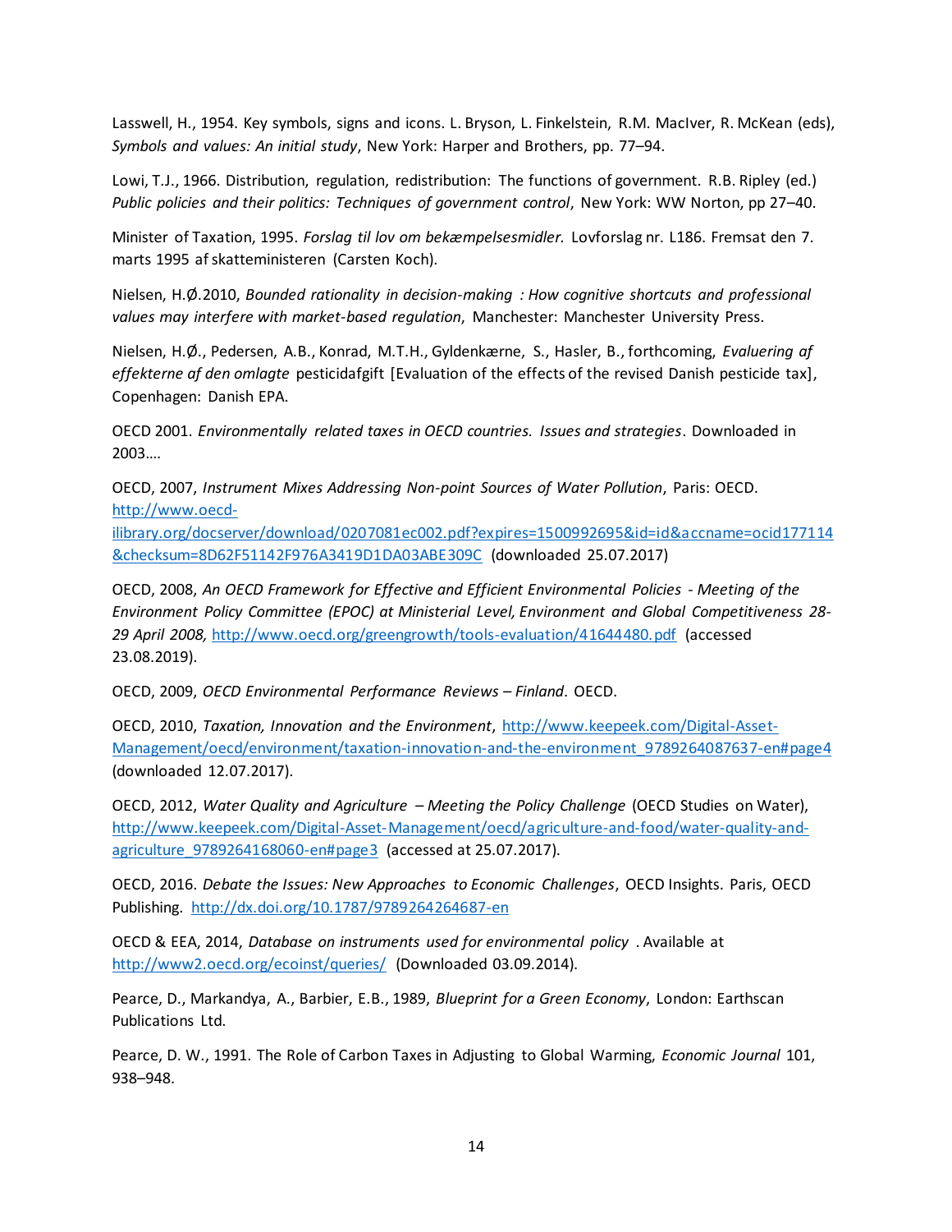Lasswell, H., 1954. Key symbols, signs and icons. L. Bryson, L. Finkelstein, R.M. MacIver, R. McKean (eds), *Symbols and values: An initial study*, New York: Harper and Brothers, pp. 77–94.

Lowi, T.J., 1966. Distribution, regulation, redistribution: The functions of government. R.B. Ripley (ed.) *Public policies and their politics: Techniques of government control*, New York: WW Norton, pp 27–40.

Minister of Taxation, 1995. *Forslag til lov om bekæmpelsesmidler.* Lovforslag nr. L186. Fremsat den 7. marts 1995 af skatteministeren (Carsten Koch).

Nielsen, H.Ø.2010, *Bounded rationality in decision-making : How cognitive shortcuts and professional values may interfere with market-based regulation*, Manchester: Manchester University Press.

Nielsen, H.Ø., Pedersen, A.B., Konrad, M.T.H., Gyldenkærne, S., Hasler, B., forthcoming, *Evaluering af effekterne af den omlagte* pesticidafgift [Evaluation of the effects of the revised Danish pesticide tax], Copenhagen: Danish EPA.

OECD 2001. *Environmentally related taxes in OECD countries. Issues and strategies*. Downloaded in 2003….

OECD, 2007, *Instrument Mixes Addressing Non-point Sources of Water Pollution*, Paris: OECD. http://www.oecd-ilibrary.org/docserver/download/0207081ec002.pdf?expires=1500992695&id=id&accname=ocid177114&checksum=8D62F51142F976A3419D1DA03ABE309C (downloaded 25.07.2017)

OECD, 2008, *An OECD Framework for Effective and Efficient Environmental Policies - Meeting of the Environment Policy Committee (EPOC) at Ministerial Level, Environment and Global Competitiveness 28-29 April 2008,* http://www.oecd.org/greengrowth/tools-evaluation/41644480.pdf (accessed 23.08.2019).

OECD, 2009, *OECD Environmental Performance Reviews – Finland*. OECD.

OECD, 2010, *Taxation, Innovation and the Environment*, http://www.keepeek.com/Digital-Asset-Management/oecd/environment/taxation-innovation-and-the-environment_9789264087637-en#page4 (downloaded 12.07.2017).

OECD, 2012, *Water Quality and Agriculture – Meeting the Policy Challenge* (OECD Studies on Water), http://www.keepeek.com/Digital-Asset-Management/oecd/agriculture-and-food/water-quality-and-agriculture_9789264168060-en#page3 (accessed at 25.07.2017).

OECD, 2016. *Debate the Issues: New Approaches to Economic Challenges*, OECD Insights. Paris, OECD Publishing. http://dx.doi.org/10.1787/9789264264687-en

OECD & EEA, 2014, *Database on instruments used for environmental policy* . Available at http://www2.oecd.org/ecoinst/queries/ (Downloaded 03.09.2014).

Pearce, D., Markandya, A., Barbier, E.B., 1989, *Blueprint for a Green Economy*, London: Earthscan Publications Ltd.

Pearce, D. W., 1991. The Role of Carbon Taxes in Adjusting to Global Warming, *Economic Journal* 101, 938–948.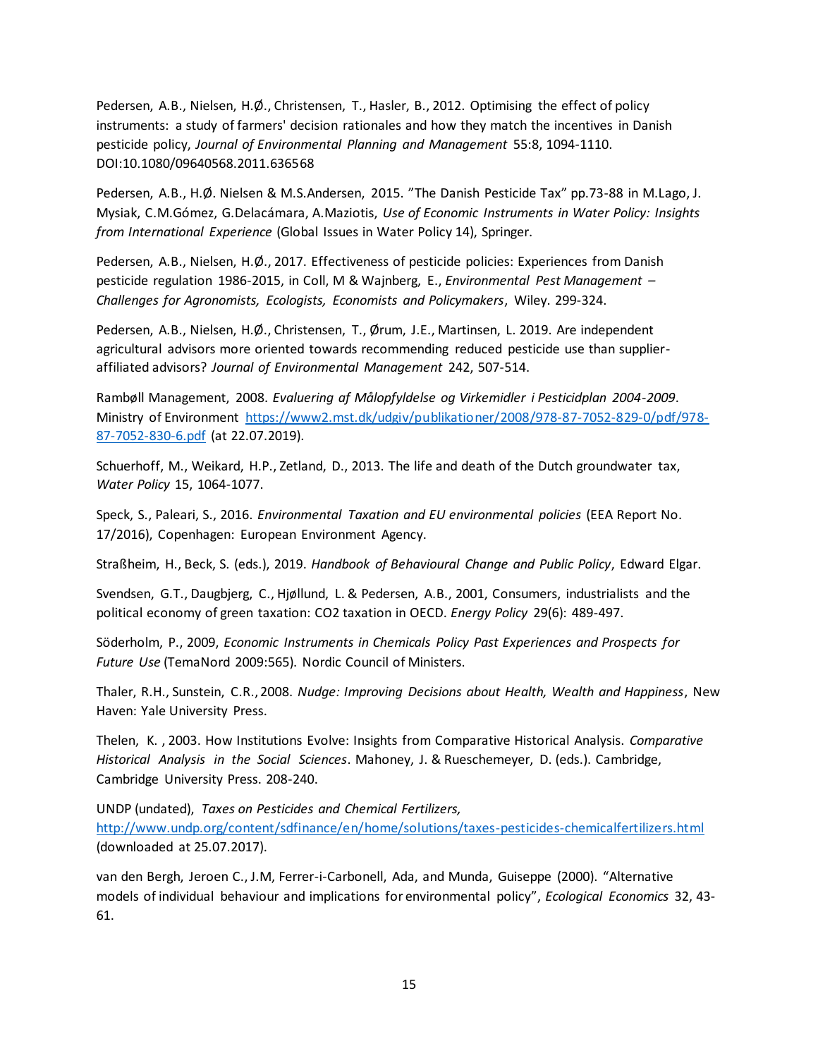Pedersen, A.B., Nielsen, H.Ø., Christensen, T., Hasler, B., 2012. Optimising the effect of policy instruments: a study of farmers' decision rationales and how they match the incentives in Danish pesticide policy, *Journal of Environmental Planning and Management* 55:8, 1094-1110. DOI:10.1080/09640568.2011.636568

Pedersen, A.B., H.Ø. Nielsen & M.S.Andersen, 2015. "The Danish Pesticide Tax" pp.73-88 in M.Lago, J. Mysiak, C.M.Gómez, G.Delacámara, A.Maziotis, *Use of Economic Instruments in Water Policy: Insights from International Experience* (Global Issues in Water Policy 14), Springer.

Pedersen, A.B., Nielsen, H.Ø., 2017. Effectiveness of pesticide policies: Experiences from Danish pesticide regulation 1986-2015, in Coll, M & Wajnberg, E., *Environmental Pest Management – Challenges for Agronomists, Ecologists, Economists and Policymakers*, Wiley. 299-324.

Pedersen, A.B., Nielsen, H.Ø., Christensen, T., Ørum, J.E., Martinsen, L. 2019. Are independent agricultural advisors more oriented towards recommending reduced pesticide use than supplier-affiliated advisors? *Journal of Environmental Management* 242, 507-514.

Rambøll Management, 2008. *Evaluering af Målopfyldelse og Virkemidler i Pesticidplan 2004-2009*. Ministry of Environment [https://www2.mst.dk/udgiv/publikationer/2008/978-87-7052-829-0/pdf/978-87-7052-830-6.pdf](https://www2.mst.dk/udgiv/publikationer/2008/978-87-7052-829-0/pdf/978-87-7052-830-6.pdf) (at 22.07.2019).

Schuerhoff, M., Weikard, H.P., Zetland, D., 2013. The life and death of the Dutch groundwater tax, *Water Policy* 15, 1064-1077.

Speck, S., Paleari, S., 2016. *Environmental Taxation and EU environmental policies* (EEA Report No. 17/2016), Copenhagen: European Environment Agency.

Straßheim, H., Beck, S. (eds.), 2019. *Handbook of Behavioural Change and Public Policy*, Edward Elgar.

Svendsen, G.T., Daugbjerg, C., Hjøllund, L. & Pedersen, A.B., 2001, Consumers, industrialists and the political economy of green taxation: CO2 taxation in OECD. *Energy Policy* 29(6): 489-497.

Söderholm, P., 2009, *Economic Instruments in Chemicals Policy Past Experiences and Prospects for Future Use* (TemaNord 2009:565). Nordic Council of Ministers.

Thaler, R.H., Sunstein, C.R., 2008. *Nudge: Improving Decisions about Health, Wealth and Happiness*, New Haven: Yale University Press.

Thelen, K. , 2003. How Institutions Evolve: Insights from Comparative Historical Analysis. *Comparative Historical Analysis in the Social Sciences*. Mahoney, J. & Rueschemeyer, D. (eds.). Cambridge, Cambridge University Press. 208-240.

UNDP (undated), *Taxes on Pesticides and Chemical Fertilizers*, [http://www.undp.org/content/sdfinance/en/home/solutions/taxes-pesticides-chemicalfertilizers.html](http://www.undp.org/content/sdfinance/en/home/solutions/taxes-pesticides-chemicalfertilizers.html) (downloaded at 25.07.2017).

van den Bergh, Jeroen C., J.M, Ferrer-i-Carbonell, Ada, and Munda, Guiseppe (2000). "Alternative models of individual behaviour and implications for environmental policy", *Ecological Economics* 32, 43-61.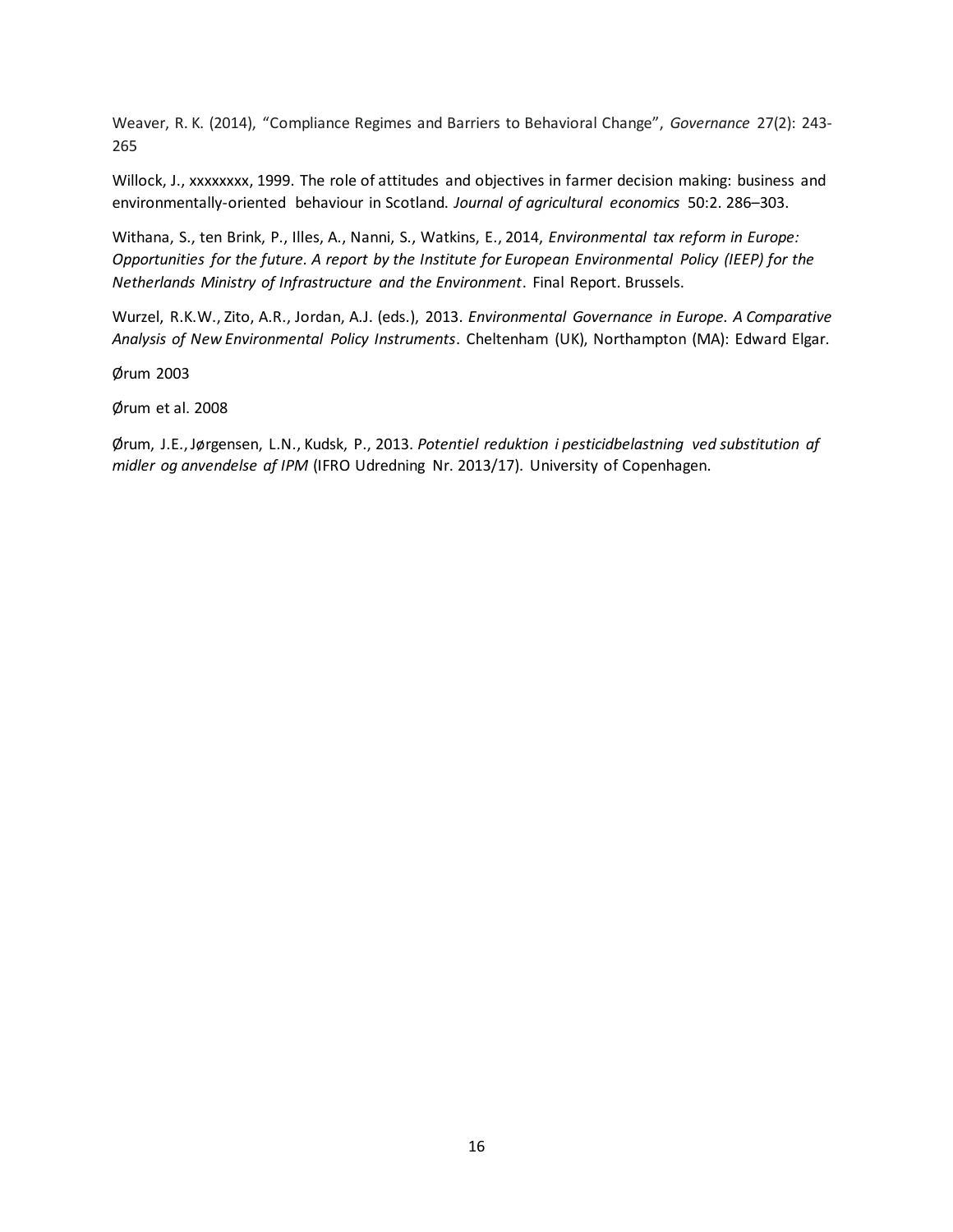Weaver, R. K. (2014), “Compliance Regimes and Barriers to Behavioral Change”, *Governance* 27(2): 243-265

Willock, J., xxxxxxxx, 1999. The role of attitudes and objectives in farmer decision making: business and environmentally-oriented behaviour in Scotland. *Journal of agricultural economics* 50:2. 286–303.

Withana, S., ten Brink, P., Illes, A., Nanni, S., Watkins, E., 2014, *Environmental tax reform in Europe: Opportunities for the future. A report by the Institute for European Environmental Policy (IEEP) for the Netherlands Ministry of Infrastructure and the Environment*. Final Report. Brussels.

Wurzel, R.K.W., Zito, A.R., Jordan, A.J. (eds.), 2013. *Environmental Governance in Europe. A Comparative Analysis of New Environmental Policy Instruments*. Cheltenham (UK), Northampton (MA): Edward Elgar.

Ørum 2003

Ørum et al. 2008

Ørum, J.E., Jørgensen, L.N., Kudsk, P., 2013. *Potentiel reduktion i pesticidbelastning ved substitution af midler og anvendelse af IPM* (IFRO Udredning Nr. 2013/17). University of Copenhagen.